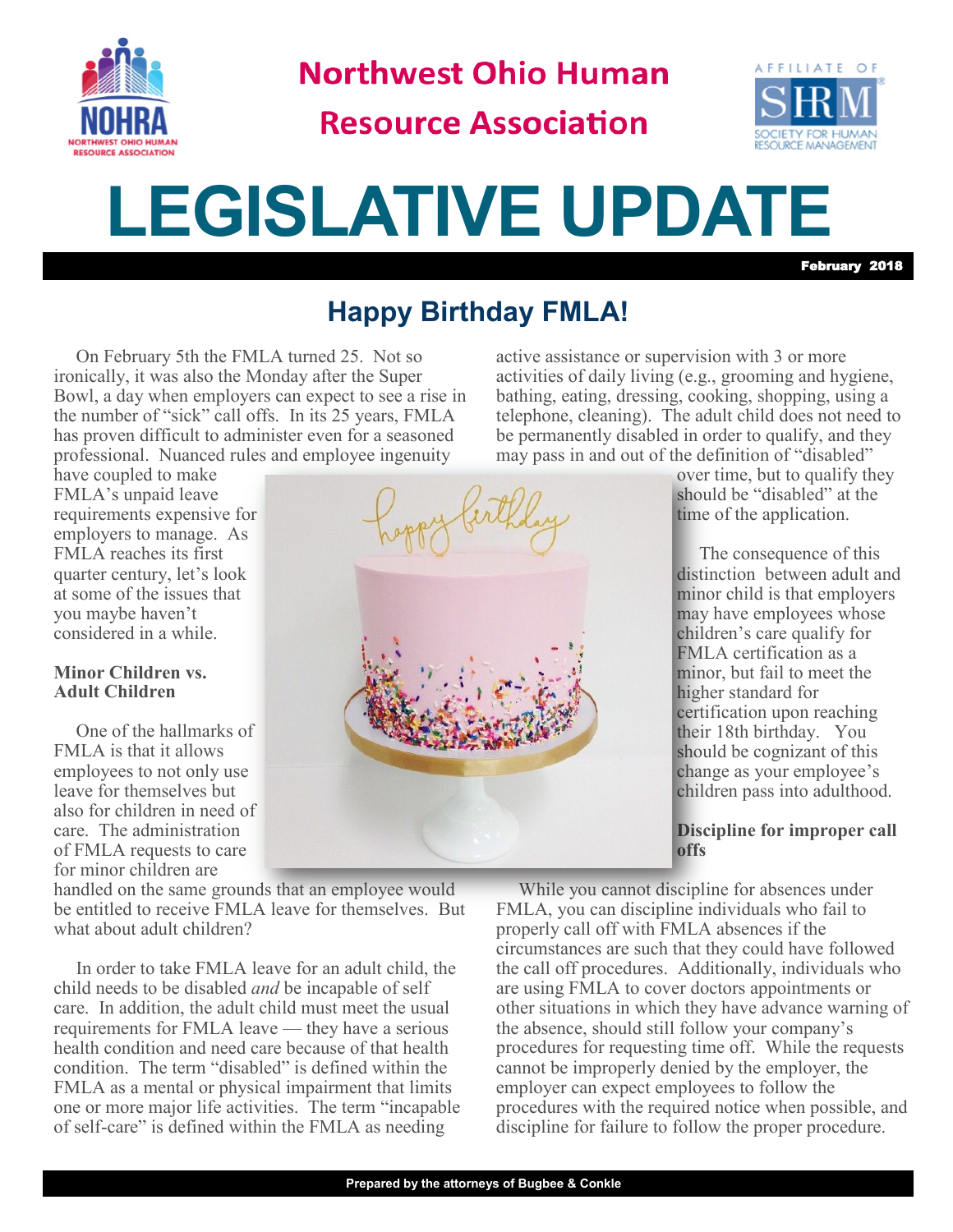Northwest Ohio Human Resource Association

# LEGISLATIVE UPDATE

February 2018

## Happy Birthday FMLA!

On February 5th the FMLA turned 25. Not so ironically, it was also the Monday after the Super Bowl, a day when employers can expect to see a rise in the number of "sick" call offs. In its 25 years, FMLA has proven difficult to administer even for a seasoned professional. Nuanced rules and employee ingenuity have coupled to make FMLA's unpaid leave requirements expensive for employers to manage. As FMLA reaches its first quarter century, let's look at some of the issues that you maybe haven't considered in a while.

**Minor Children vs. Adult Children**

One of the hallmarks of FMLA is that it allows employees to not only use leave for themselves but also for children in need of care. The administration of FMLA requests to care for minor children are handled on the same grounds that an employee would be entitled to receive FMLA leave for themselves. But what about adult children?

In order to take FMLA leave for an adult child, the child needs to be disabled *and* be incapable of self care. In addition, the adult child must meet the usual requirements for FMLA leave — they have a serious health condition and need care because of that health condition. The term "disabled" is defined within the FMLA as a mental or physical impairment that limits one or more major life activities. The term "incapable of self-care" is defined within the FMLA as needing active assistance or supervision with 3 or more activities of daily living (e.g., grooming and hygiene, bathing, eating, dressing, cooking, shopping, using a telephone, cleaning). The adult child does not need to be permanently disabled in order to qualify, and they may pass in and out of the definition of "disabled" over time, but to qualify they should be "disabled" at the time of the application.

The consequence of this distinction between adult and minor child is that employers may have employees whose children's care qualify for FMLA certification as a minor, but fail to meet the higher standard for certification upon reaching their 18th birthday. You should be cognizant of this change as your employee's children pass into adulthood.

**Discipline for improper call offs**

While you cannot discipline for absences under FMLA, you can discipline individuals who fail to properly call off with FMLA absences if the circumstances are such that they could have followed the call off procedures. Additionally, individuals who are using FMLA to cover doctors appointments or other situations in which they have advance warning of the absence, should still follow your company's procedures for requesting time off. While the requests cannot be improperly denied by the employer, the employer can expect employees to follow the procedures with the required notice when possible, and discipline for failure to follow the proper procedure.

Prepared by the attorneys of Bugbee & Conkle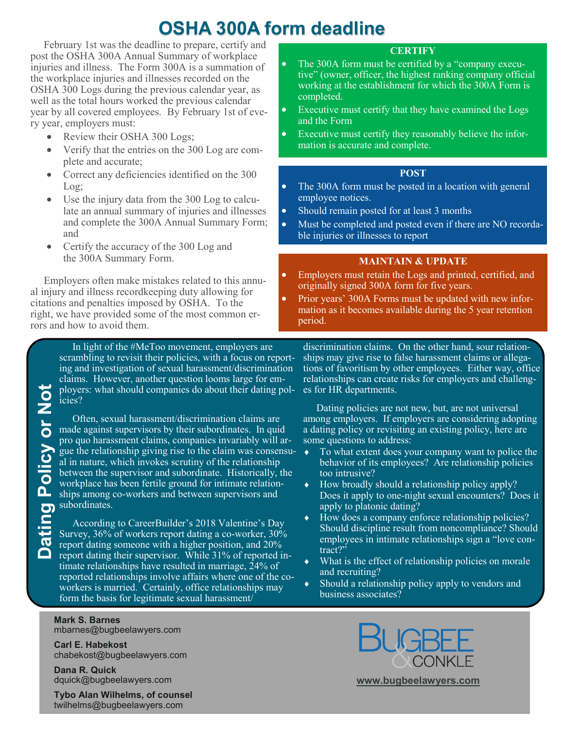# OSHA 300A form deadline

February 1st was the deadline to prepare, certify and post the OSHA 300A Annual Summary of workplace injuries and illness. The Form 300A is a summation of the workplace injuries and illnesses recorded on the OSHA 300 Logs during the previous calendar year, as well as the total hours worked the previous calendar year by all covered employees. By February 1st of every year, employers must:

- Review their OSHA 300 Logs;
- Verify that the entries on the 300 Log are complete and accurate;
- Correct any deficiencies identified on the 300 Log;
- Use the injury data from the 300 Log to calculate an annual summary of injuries and illnesses and complete the 300A Annual Summary Form; and
- Certify the accuracy of the 300 Log and the 300A Summary Form.

Employers often make mistakes related to this annual injury and illness recordkeeping duty allowing for citations and penalties imposed by OSHA. To the right, we have provided some of the most common errors and how to avoid them.

### CERTIFY

- The 300A form must be certified by a "company executive" (owner, officer, the highest ranking company official working at the establishment for which the 300A Form is completed.
- Executive must certify that they have examined the Logs and the Form
- Executive must certify they reasonably believe the information is accurate and complete.

### POST

- The 300A form must be posted in a location with general employee notices.
- Should remain posted for at least 3 months
- Must be completed and posted even if there are NO recordable injuries or illnesses to report

### MAINTAIN & UPDATE

- Employers must retain the Logs and printed, certified, and originally signed 300A form for five years.
- Prior years' 300A Forms must be updated with new information as it becomes available during the 5 year retention period.

## Dating Policy or Not

In light of the #MeToo movement, employers are scrambling to revisit their policies, with a focus on reporting and investigation of sexual harassment/discrimination claims. However, another question looms large for employers: what should companies do about their dating policies?

Often, sexual harassment/discrimination claims are made against supervisors by their subordinates. In quid pro quo harassment claims, companies invariably will argue the relationship giving rise to the claim was consensual in nature, which invokes scrutiny of the relationship between the supervisor and subordinate. Historically, the workplace has been fertile ground for intimate relationships among co-workers and between supervisors and subordinates.

According to CareerBuilder's 2018 Valentine's Day Survey, 36% of workers report dating a co-worker, 30% report dating someone with a higher position, and 20% report dating their supervisor. While 31% of reported intimate relationships have resulted in marriage, 24% of reported relationships involve affairs where one of the co-workers is married. Certainly, office relationships may form the basis for legitimate sexual harassment/discrimination claims. On the other hand, sour relationships may give rise to false harassment claims or allegations of favoritism by other employees. Either way, office relationships can create risks for employers and challenges for HR departments.

Dating policies are not new, but, are not universal among employers. If employers are considering adopting a dating policy or revisiting an existing policy, here are some questions to address:

- To what extent does your company want to police the behavior of its employees? Are relationship policies too intrusive?
- How broadly should a relationship policy apply? Does it apply to one-night sexual encounters? Does it apply to platonic dating?
- How does a company enforce relationship policies? Should discipline result from noncompliance? Should employees in intimate relationships sign a "love contract?"
- What is the effect of relationship policies on morale and recruiting?
- Should a relationship policy apply to vendors and business associates?

**Mark S. Barnes**
mbarnes@bugbeelawyers.com

**Carl E. Habekost**
chabekost@bugbeelawyers.com

**Dana R. Quick**
dquick@bugbeelawyers.com

**Tybo Alan Wilhelms, of counsel**
twilhelms@bugbeelawyers.com

BUGBEE & CONKLE

www.bugbeelawyers.com